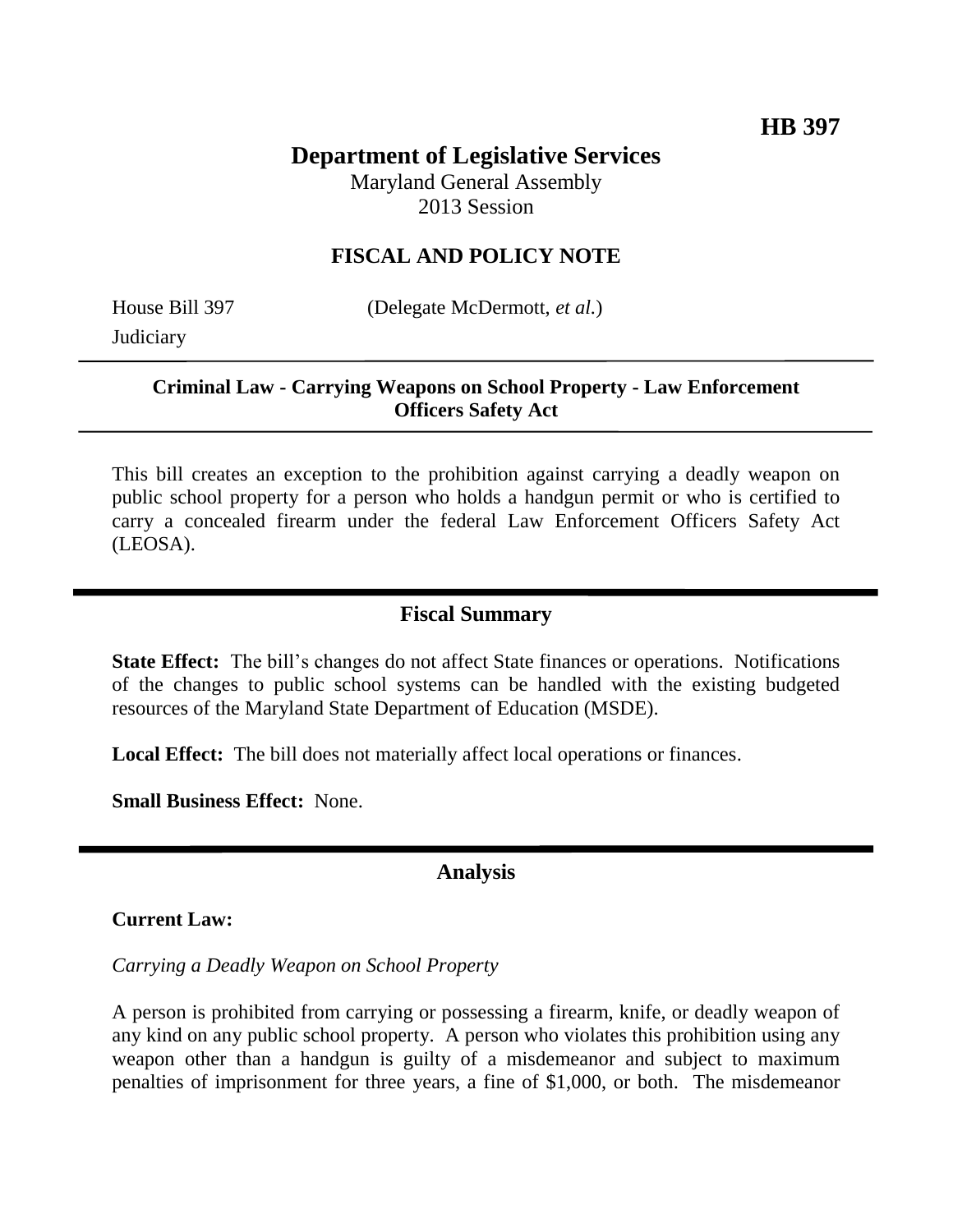**HB 397**

# Department of Legislative Services

Maryland General Assembly
2013 Session

## FISCAL AND POLICY NOTE

House Bill 397 (Delegate McDermott, *et al.*)
Judiciary

**Criminal Law - Carrying Weapons on School Property - Law Enforcement Officers Safety Act**

This bill creates an exception to the prohibition against carrying a deadly weapon on public school property for a person who holds a handgun permit or who is certified to carry a concealed firearm under the federal Law Enforcement Officers Safety Act (LEOSA).

## Fiscal Summary

**State Effect:** The bill's changes do not affect State finances or operations. Notifications of the changes to public school systems can be handled with the existing budgeted resources of the Maryland State Department of Education (MSDE).

**Local Effect:** The bill does not materially affect local operations or finances.

**Small Business Effect:** None.

## Analysis

**Current Law:**

*Carrying a Deadly Weapon on School Property*

A person is prohibited from carrying or possessing a firearm, knife, or deadly weapon of any kind on any public school property. A person who violates this prohibition using any weapon other than a handgun is guilty of a misdemeanor and subject to maximum penalties of imprisonment for three years, a fine of $1,000, or both. The misdemeanor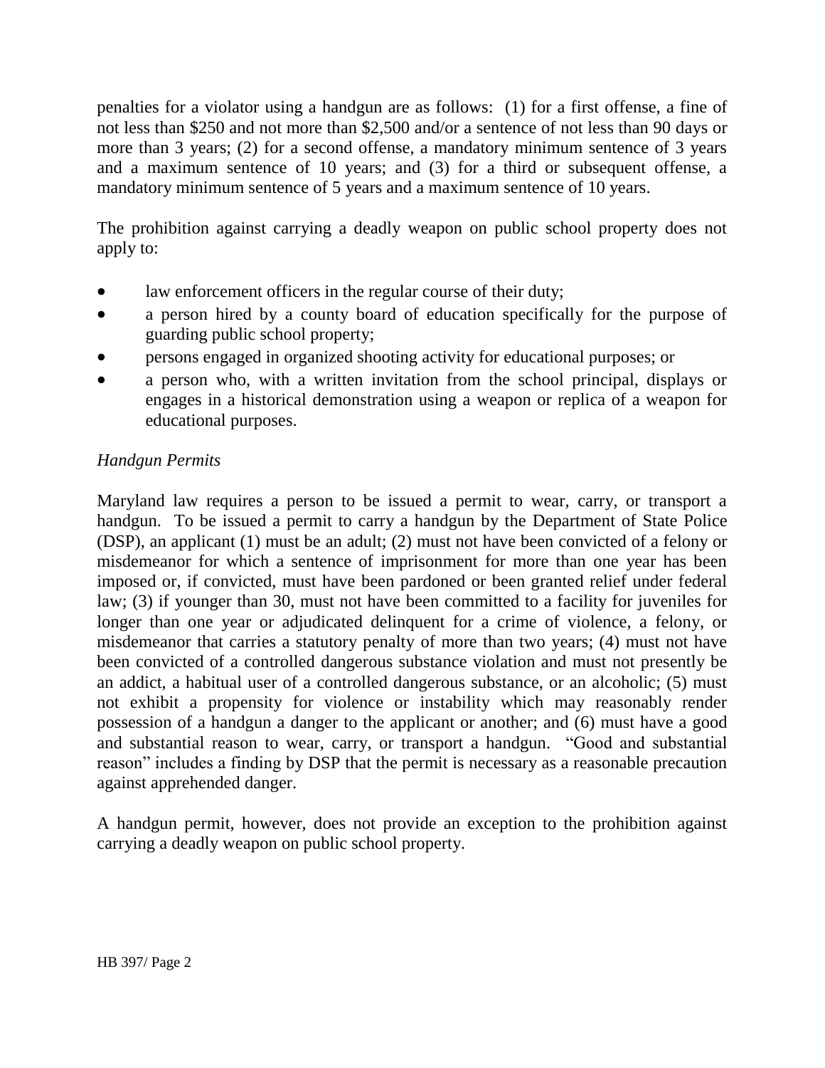penalties for a violator using a handgun are as follows: (1) for a first offense, a fine of not less than $250 and not more than $2,500 and/or a sentence of not less than 90 days or more than 3 years; (2) for a second offense, a mandatory minimum sentence of 3 years and a maximum sentence of 10 years; and (3) for a third or subsequent offense, a mandatory minimum sentence of 5 years and a maximum sentence of 10 years.

The prohibition against carrying a deadly weapon on public school property does not apply to:

- law enforcement officers in the regular course of their duty;
- a person hired by a county board of education specifically for the purpose of guarding public school property;
- persons engaged in organized shooting activity for educational purposes; or
- a person who, with a written invitation from the school principal, displays or engages in a historical demonstration using a weapon or replica of a weapon for educational purposes.

*Handgun Permits*

Maryland law requires a person to be issued a permit to wear, carry, or transport a handgun. To be issued a permit to carry a handgun by the Department of State Police (DSP), an applicant (1) must be an adult; (2) must not have been convicted of a felony or misdemeanor for which a sentence of imprisonment for more than one year has been imposed or, if convicted, must have been pardoned or been granted relief under federal law; (3) if younger than 30, must not have been committed to a facility for juveniles for longer than one year or adjudicated delinquent for a crime of violence, a felony, or misdemeanor that carries a statutory penalty of more than two years; (4) must not have been convicted of a controlled dangerous substance violation and must not presently be an addict, a habitual user of a controlled dangerous substance, or an alcoholic; (5) must not exhibit a propensity for violence or instability which may reasonably render possession of a handgun a danger to the applicant or another; and (6) must have a good and substantial reason to wear, carry, or transport a handgun. "Good and substantial reason" includes a finding by DSP that the permit is necessary as a reasonable precaution against apprehended danger.

A handgun permit, however, does not provide an exception to the prohibition against carrying a deadly weapon on public school property.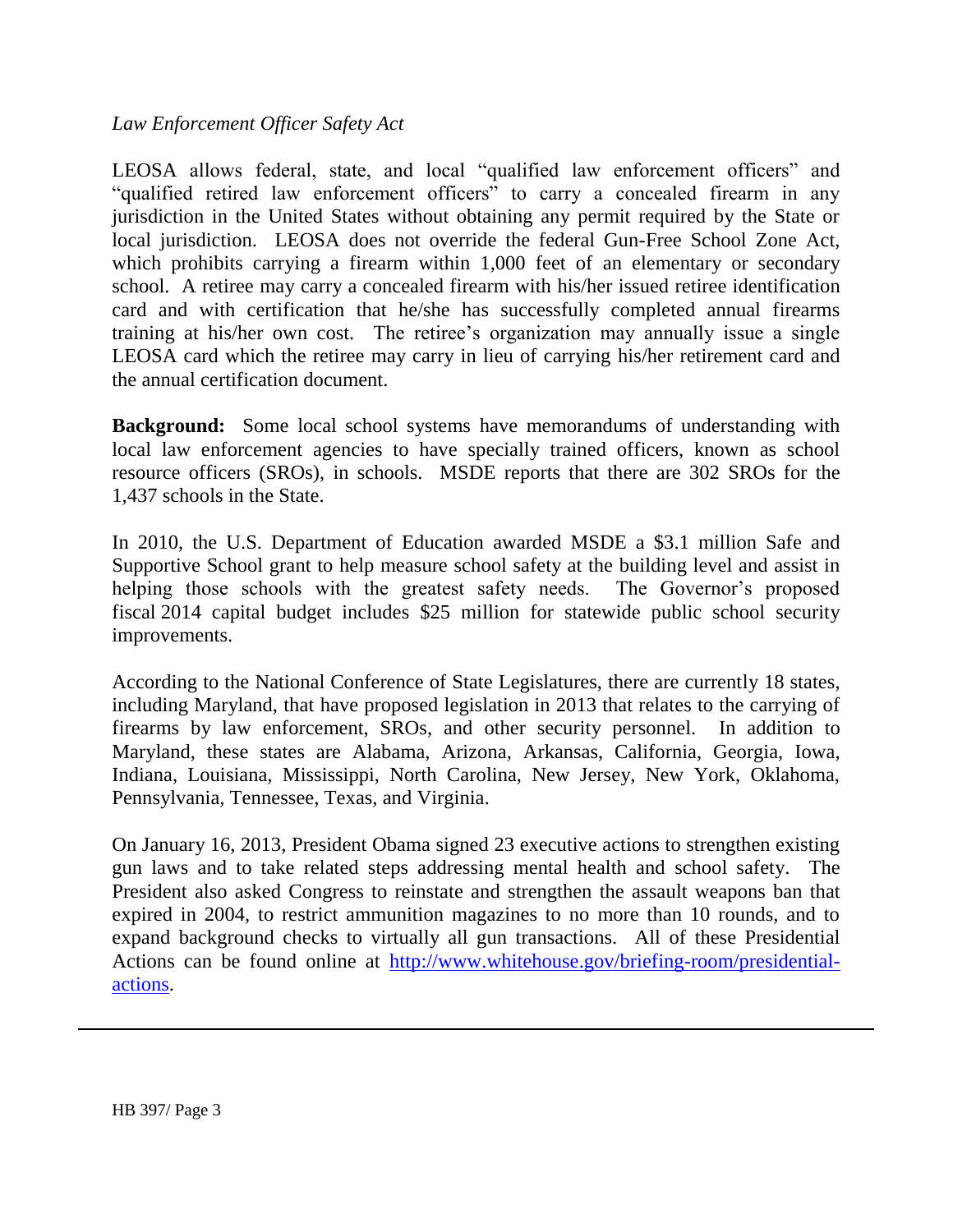*Law Enforcement Officer Safety Act*

LEOSA allows federal, state, and local "qualified law enforcement officers" and "qualified retired law enforcement officers" to carry a concealed firearm in any jurisdiction in the United States without obtaining any permit required by the State or local jurisdiction. LEOSA does not override the federal Gun-Free School Zone Act, which prohibits carrying a firearm within 1,000 feet of an elementary or secondary school. A retiree may carry a concealed firearm with his/her issued retiree identification card and with certification that he/she has successfully completed annual firearms training at his/her own cost. The retiree's organization may annually issue a single LEOSA card which the retiree may carry in lieu of carrying his/her retirement card and the annual certification document.

**Background:** Some local school systems have memorandums of understanding with local law enforcement agencies to have specially trained officers, known as school resource officers (SROs), in schools. MSDE reports that there are 302 SROs for the 1,437 schools in the State.

In 2010, the U.S. Department of Education awarded MSDE a $3.1 million Safe and Supportive School grant to help measure school safety at the building level and assist in helping those schools with the greatest safety needs. The Governor's proposed fiscal 2014 capital budget includes $25 million for statewide public school security improvements.

According to the National Conference of State Legislatures, there are currently 18 states, including Maryland, that have proposed legislation in 2013 that relates to the carrying of firearms by law enforcement, SROs, and other security personnel. In addition to Maryland, these states are Alabama, Arizona, Arkansas, California, Georgia, Iowa, Indiana, Louisiana, Mississippi, North Carolina, New Jersey, New York, Oklahoma, Pennsylvania, Tennessee, Texas, and Virginia.

On January 16, 2013, President Obama signed 23 executive actions to strengthen existing gun laws and to take related steps addressing mental health and school safety. The President also asked Congress to reinstate and strengthen the assault weapons ban that expired in 2004, to restrict ammunition magazines to no more than 10 rounds, and to expand background checks to virtually all gun transactions. All of these Presidential Actions can be found online at [http://www.whitehouse.gov/briefing-room/presidential-actions](http://www.whitehouse.gov/briefing-room/presidential-actions).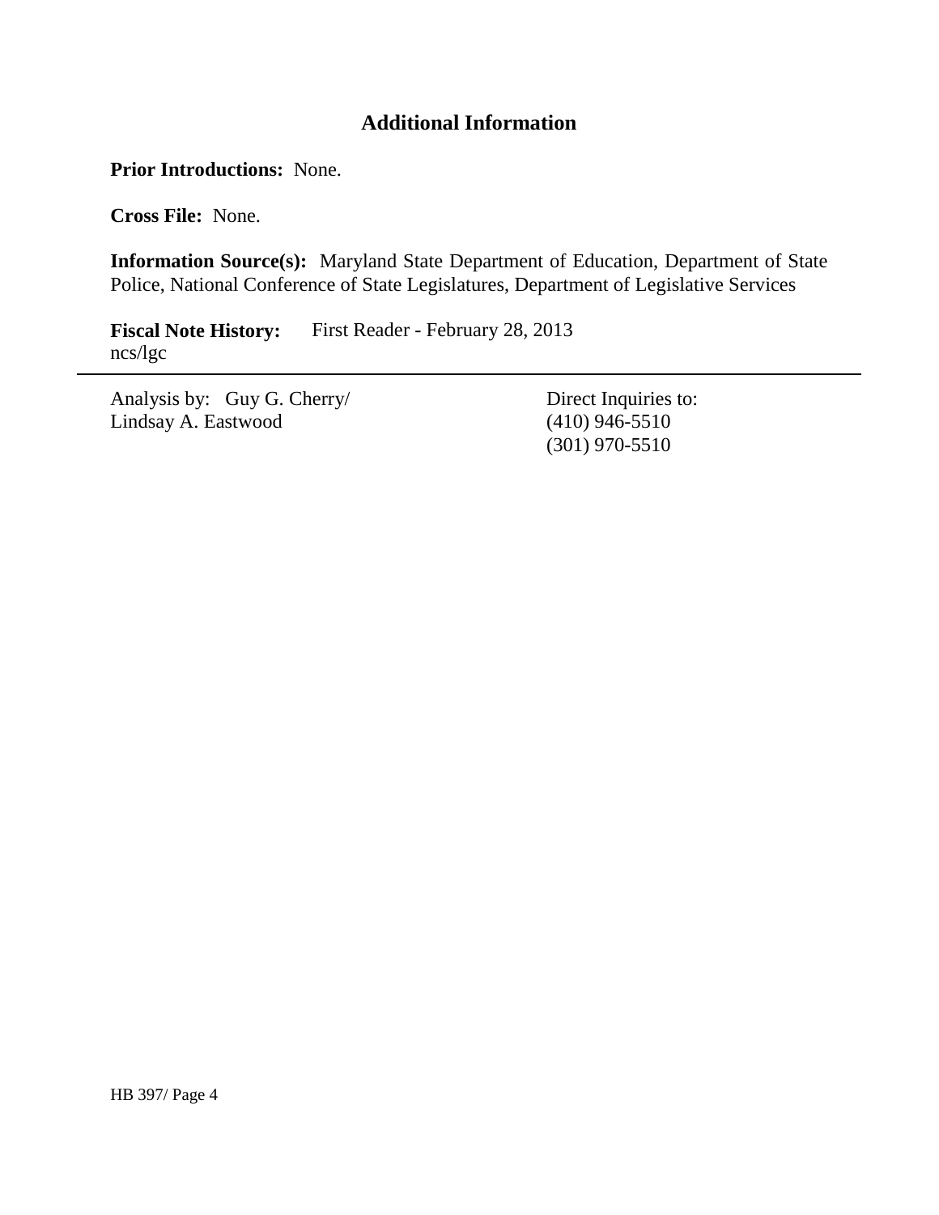## Additional Information

**Prior Introductions:** None.

**Cross File:** None.

**Information Source(s):** Maryland State Department of Education, Department of State Police, National Conference of State Legislatures, Department of Legislative Services

**Fiscal Note History:** First Reader - February 28, 2013
ncs/lgc

---

Analysis by: Guy G. Cherry/
Lindsay A. Eastwood

Direct Inquiries to:
(410) 946-5510
(301) 970-5510